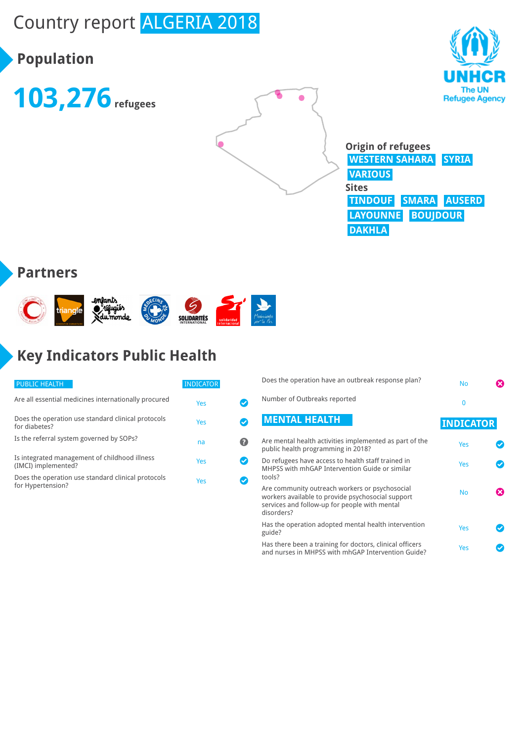# Country report ALGERIA 2018

## Population

**103,276** refugees

**Origin of refugees**

WESTERN SAHARA SYRIA VARIOUS

**Sites**

TINDOUF SMARA AUSERD LAYOUNNE BOUJDOUR DAKHLA

## Partners

## Key Indicators Public Health

| PUBLIC HEALTH | INDICATOR |
|---|---|
| Are all essential medicines internationally procured | Yes |
| Does the operation use standard clinical protocols for diabetes? | Yes |
| Is the referral system governed by SOPs? | na |
| Is integrated management of childhood illness (IMCI) implemented? | Yes |
| Does the operation use standard clinical protocols for Hypertension? | Yes |
| Does the operation have an outbreak response plan? | No |
| Number of Outbreaks reported | 0 |

| MENTAL HEALTH | INDICATOR |
|---|---|
| Are mental health activities implemented as part of the public health programming in 2018? | Yes |
| Do refugees have access to health staff trained in MHPSS with mhGAP Intervention Guide or similar tools? | Yes |
| Are community outreach workers or psychosocial workers available to provide psychosocial support services and follow-up for people with mental disorders? | No |
| Has the operation adopted mental health intervention guide? | Yes |
| Has there been a training for doctors, clinical officers and nurses in MHPSS with mhGAP Intervention Guide? | Yes |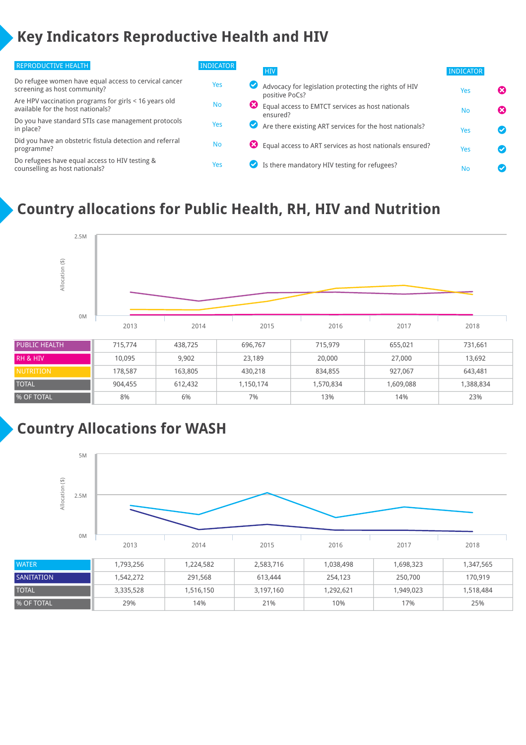# Key Indicators Reproductive Health and HIV

| REPRODUCTIVE HEALTH | INDICATOR |
|---|---|
| Do refugee women have equal access to cervical cancer screening as host community? | Yes |
| Are HPV vaccination programs for girls < 16 years old available for the host nationals? | No |
| Do you have standard STIs case management protocols in place? | Yes |
| Did you have an obstetric fistula detection and referral programme? | No |
| Do refugees have equal access to HIV testing & counselling as host nationals? | Yes |

| HIV | INDICATOR |
|---|---|
| Advocacy for legislation protecting the rights of HIV positive PoCs? | Yes |
| Equal access to EMTCT services as host nationals ensured? | No |
| Are there existing ART services for the host nationals? | Yes |
| Equal access to ART services as host nationals ensured? | Yes |
| Is there mandatory HIV testing for refugees? | No |

# Country allocations for Public Health, RH, HIV and Nutrition

Allocation ($)
2.5M
0M
2013 2014 2015 2016 2017 2018

| | 2013 | 2014 | 2015 | 2016 | 2017 | 2018 |
|---|---|---|---|---|---|---|
| PUBLIC HEALTH | 715,774 | 438,725 | 696,767 | 715,979 | 655,021 | 731,661 |
| RH & HIV | 10,095 | 9,902 | 23,189 | 20,000 | 27,000 | 13,692 |
| NUTRITION | 178,587 | 163,805 | 430,218 | 834,855 | 927,067 | 643,481 |
| TOTAL | 904,455 | 612,432 | 1,150,174 | 1,570,834 | 1,609,088 | 1,388,834 |
| % OF TOTAL | 8% | 6% | 7% | 13% | 14% | 23% |

# Country Allocations for WASH

Allocation ($)
5M
2.5M
0M
2013 2014 2015 2016 2017 2018

| | 2013 | 2014 | 2015 | 2016 | 2017 | 2018 |
|---|---|---|---|---|---|---|
| WATER | 1,793,256 | 1,224,582 | 2,583,716 | 1,038,498 | 1,698,323 | 1,347,565 |
| SANITATION | 1,542,272 | 291,568 | 613,444 | 254,123 | 250,700 | 170,919 |
| TOTAL | 3,335,528 | 1,516,150 | 3,197,160 | 1,292,621 | 1,949,023 | 1,518,484 |
| % OF TOTAL | 29% | 14% | 21% | 10% | 17% | 25% |